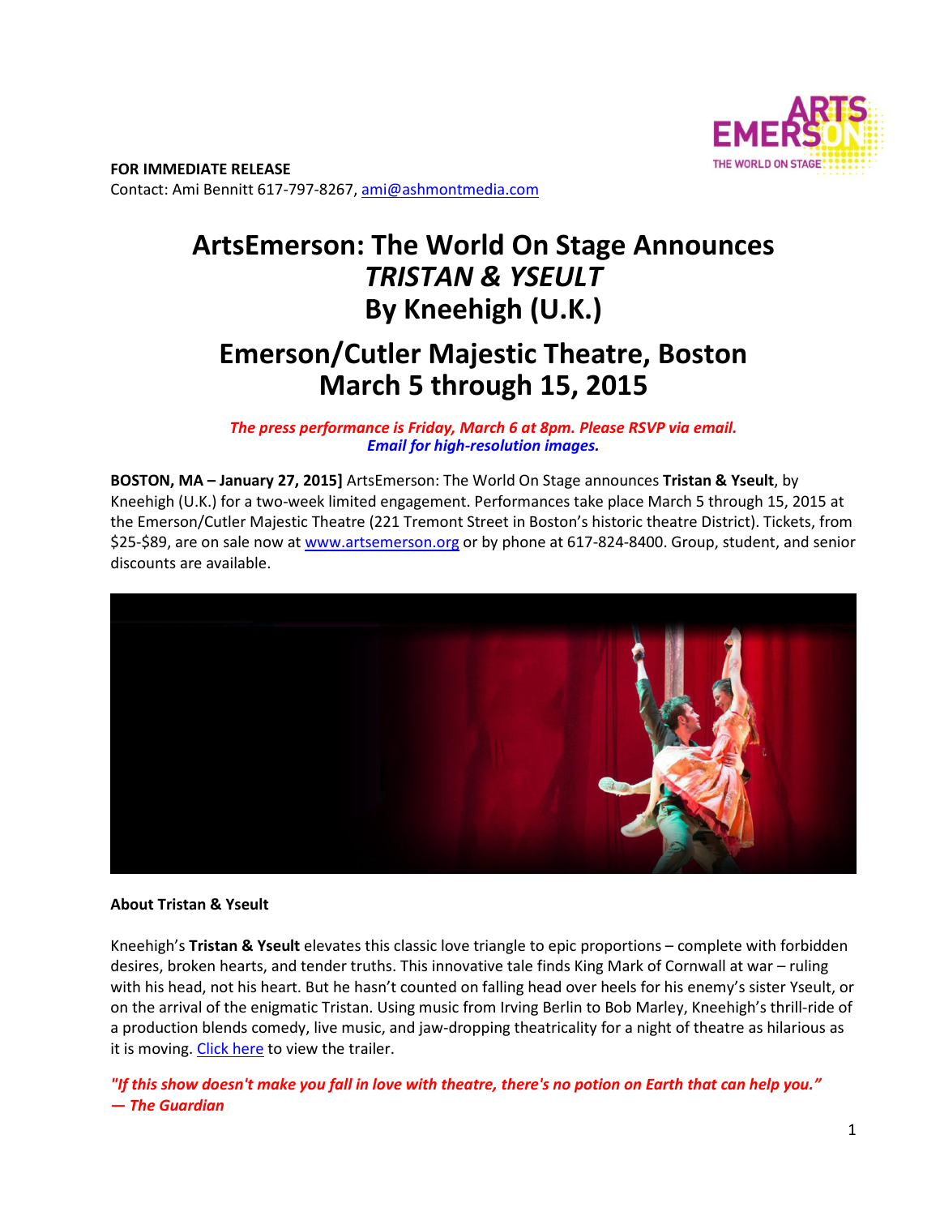**FOR IMMEDIATE RELEASE**
Contact: Ami Bennitt 617-797-8267, ami@ashmontmedia.com

# ArtsEmerson: The World On Stage Announces *TRISTAN & YSEULT* By Kneehigh (U.K.)

## Emerson/Cutler Majestic Theatre, Boston March 5 through 15, 2015

***The press performance is Friday, March 6 at 8pm. Please RSVP via email.***
***Email for high-resolution images.***

**BOSTON, MA – January 27, 2015]** ArtsEmerson: The World On Stage announces **Tristan & Yseult**, by Kneehigh (U.K.) for a two-week limited engagement. Performances take place March 5 through 15, 2015 at the Emerson/Cutler Majestic Theatre (221 Tremont Street in Boston's historic theatre District). Tickets, from $25-$89, are on sale now at www.artsemerson.org or by phone at 617-824-8400. Group, student, and senior discounts are available.

**About Tristan & Yseult**

Kneehigh's **Tristan & Yseult** elevates this classic love triangle to epic proportions – complete with forbidden desires, broken hearts, and tender truths. This innovative tale finds King Mark of Cornwall at war – ruling with his head, not his heart. But he hasn't counted on falling head over heels for his enemy's sister Yseult, or on the arrival of the enigmatic Tristan. Using music from Irving Berlin to Bob Marley, Kneehigh's thrill-ride of a production blends comedy, live music, and jaw-dropping theatricality for a night of theatre as hilarious as it is moving. Click here to view the trailer.

***"If this show doesn't make you fall in love with theatre, there's no potion on Earth that can help you." — The Guardian***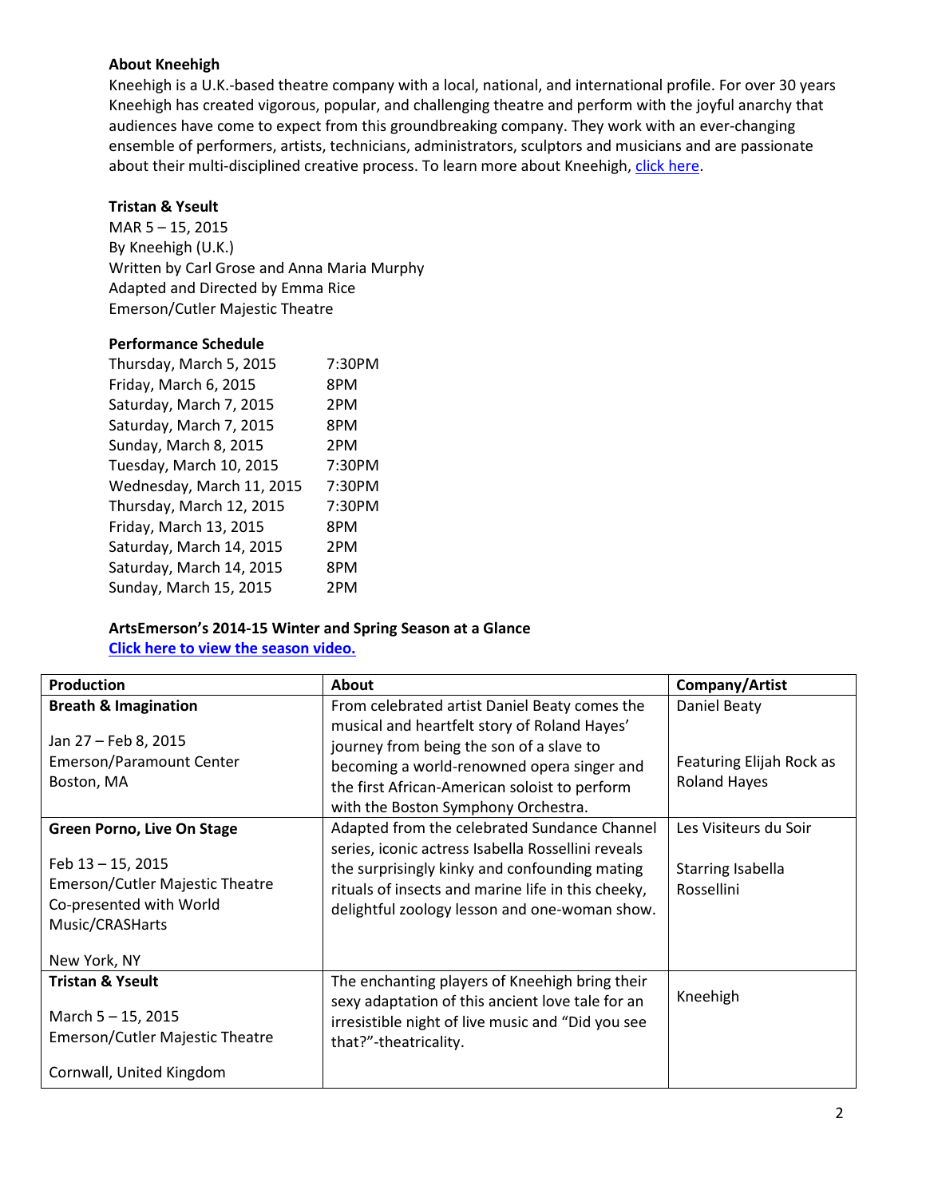**About Kneehigh**

Kneehigh is a U.K.-based theatre company with a local, national, and international profile. For over 30 years Kneehigh has created vigorous, popular, and challenging theatre and perform with the joyful anarchy that audiences have come to expect from this groundbreaking company. They work with an ever-changing ensemble of performers, artists, technicians, administrators, sculptors and musicians and are passionate about their multi-disciplined creative process. To learn more about Kneehigh, click here.

**Tristan & Yseult**

MAR 5 – 15, 2015
By Kneehigh (U.K.)
Written by Carl Grose and Anna Maria Murphy
Adapted and Directed by Emma Rice
Emerson/Cutler Majestic Theatre

**Performance Schedule**

| | |
|---|---|
| Thursday, March 5, 2015 | 7:30PM |
| Friday, March 6, 2015 | 8PM |
| Saturday, March 7, 2015 | 2PM |
| Saturday, March 7, 2015 | 8PM |
| Sunday, March 8, 2015 | 2PM |
| Tuesday, March 10, 2015 | 7:30PM |
| Wednesday, March 11, 2015 | 7:30PM |
| Thursday, March 12, 2015 | 7:30PM |
| Friday, March 13, 2015 | 8PM |
| Saturday, March 14, 2015 | 2PM |
| Saturday, March 14, 2015 | 8PM |
| Sunday, March 15, 2015 | 2PM |

**ArtsEmerson's 2014-15 Winter and Spring Season at a Glance**

**Click here to view the season video.**

| Production | About | Company/Artist |
|---|---|---|
| **Breath & Imagination**<br><br>Jan 27 – Feb 8, 2015<br>Emerson/Paramount Center<br>Boston, MA | From celebrated artist Daniel Beaty comes the musical and heartfelt story of Roland Hayes' journey from being the son of a slave to becoming a world-renowned opera singer and the first African-American soloist to perform with the Boston Symphony Orchestra. | Daniel Beaty<br><br>Featuring Elijah Rock as Roland Hayes |
| **Green Porno, Live On Stage**<br><br>Feb 13 – 15, 2015<br>Emerson/Cutler Majestic Theatre<br>Co-presented with World Music/CRASHarts<br><br>New York, NY | Adapted from the celebrated Sundance Channel series, iconic actress Isabella Rossellini reveals the surprisingly kinky and confounding mating rituals of insects and marine life in this cheeky, delightful zoology lesson and one-woman show. | Les Visiteurs du Soir<br><br>Starring Isabella Rossellini |
| **Tristan & Yseult**<br><br>March 5 – 15, 2015<br>Emerson/Cutler Majestic Theatre<br><br>Cornwall, United Kingdom | The enchanting players of Kneehigh bring their sexy adaptation of this ancient love tale for an irresistible night of live music and "Did you see that?"-theatricality. | Kneehigh |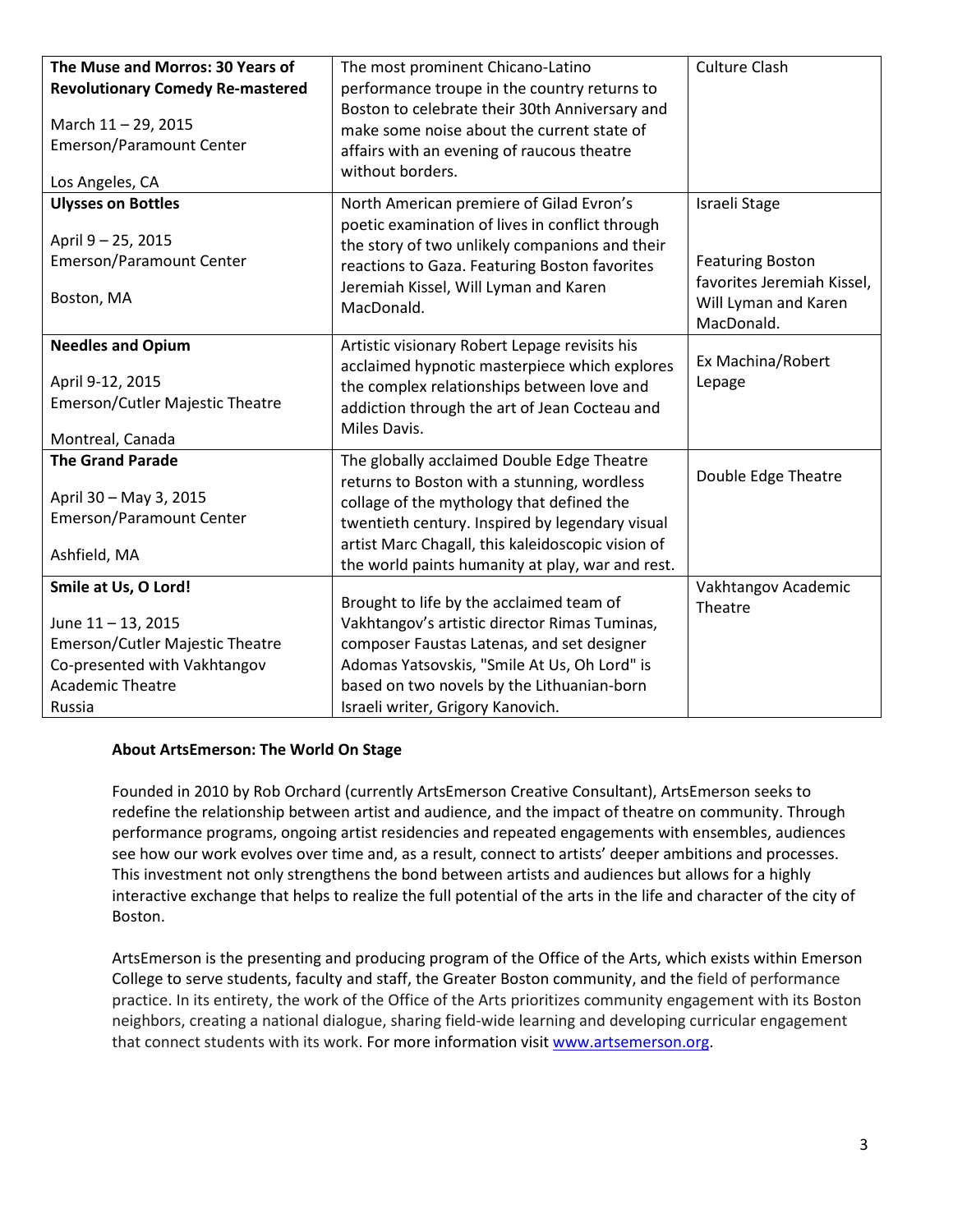| **The Muse and Morros: 30 Years of Revolutionary Comedy Re-mastered**<br><br>March 11 – 29, 2015<br>Emerson/Paramount Center<br><br>Los Angeles, CA | The most prominent Chicano-Latino performance troupe in the country returns to Boston to celebrate their 30th Anniversary and make some noise about the current state of affairs with an evening of raucous theatre without borders. | Culture Clash |
|---|---|---|
| **Ulysses on Bottles**<br><br>April 9 – 25, 2015<br>Emerson/Paramount Center<br><br>Boston, MA | North American premiere of Gilad Evron's poetic examination of lives in conflict through the story of two unlikely companions and their reactions to Gaza. Featuring Boston favorites Jeremiah Kissel, Will Lyman and Karen MacDonald. | Israeli Stage<br><br>Featuring Boston favorites Jeremiah Kissel, Will Lyman and Karen MacDonald. |
| **Needles and Opium**<br><br>April 9-12, 2015<br>Emerson/Cutler Majestic Theatre<br><br>Montreal, Canada | Artistic visionary Robert Lepage revisits his acclaimed hypnotic masterpiece which explores the complex relationships between love and addiction through the art of Jean Cocteau and Miles Davis. | Ex Machina/Robert Lepage |
| **The Grand Parade**<br><br>April 30 – May 3, 2015<br>Emerson/Paramount Center<br><br>Ashfield, MA | The globally acclaimed Double Edge Theatre returns to Boston with a stunning, wordless collage of the mythology that defined the twentieth century. Inspired by legendary visual artist Marc Chagall, this kaleidoscopic vision of the world paints humanity at play, war and rest. | Double Edge Theatre |
| **Smile at Us, O Lord!**<br><br>June 11 – 13, 2015<br>Emerson/Cutler Majestic Theatre<br>Co-presented with Vakhtangov Academic Theatre<br>Russia | Brought to life by the acclaimed team of Vakhtangov's artistic director Rimas Tuminas, composer Faustas Latenas, and set designer Adomas Yatsovskis, "Smile At Us, Oh Lord" is based on two novels by the Lithuanian-born Israeli writer, Grigory Kanovich. | Vakhtangov Academic Theatre |

**About ArtsEmerson: The World On Stage**

Founded in 2010 by Rob Orchard (currently ArtsEmerson Creative Consultant), ArtsEmerson seeks to redefine the relationship between artist and audience, and the impact of theatre on community. Through performance programs, ongoing artist residencies and repeated engagements with ensembles, audiences see how our work evolves over time and, as a result, connect to artists' deeper ambitions and processes. This investment not only strengthens the bond between artists and audiences but allows for a highly interactive exchange that helps to realize the full potential of the arts in the life and character of the city of Boston.

ArtsEmerson is the presenting and producing program of the Office of the Arts, which exists within Emerson College to serve students, faculty and staff, the Greater Boston community, and the field of performance practice. In its entirety, the work of the Office of the Arts prioritizes community engagement with its Boston neighbors, creating a national dialogue, sharing field-wide learning and developing curricular engagement that connect students with its work. For more information visit [www.artsemerson.org](http://www.artsemerson.org).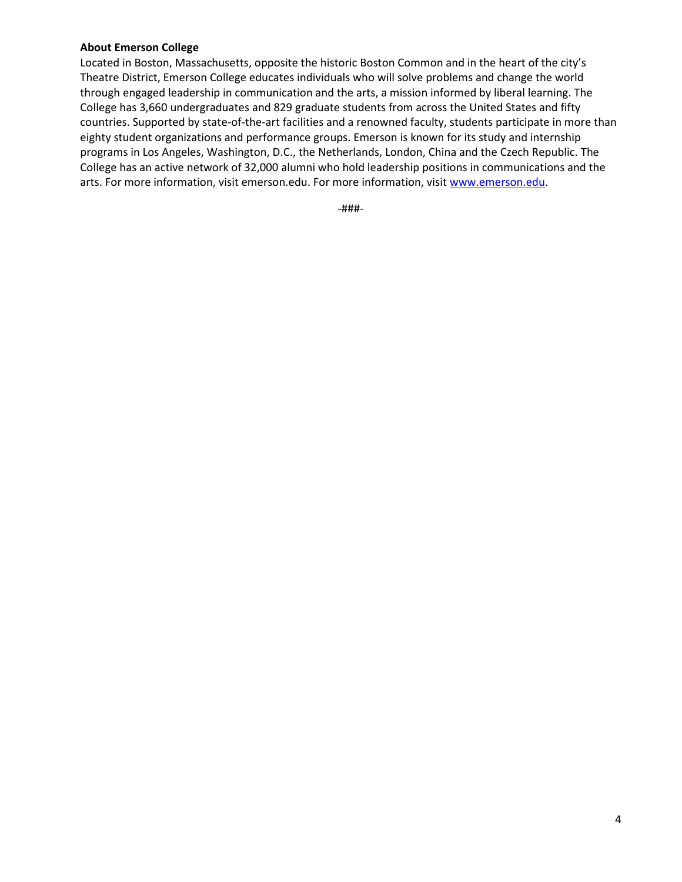**About Emerson College**

Located in Boston, Massachusetts, opposite the historic Boston Common and in the heart of the city's Theatre District, Emerson College educates individuals who will solve problems and change the world through engaged leadership in communication and the arts, a mission informed by liberal learning. The College has 3,660 undergraduates and 829 graduate students from across the United States and fifty countries. Supported by state-of-the-art facilities and a renowned faculty, students participate in more than eighty student organizations and performance groups. Emerson is known for its study and internship programs in Los Angeles, Washington, D.C., the Netherlands, London, China and the Czech Republic. The College has an active network of 32,000 alumni who hold leadership positions in communications and the arts. For more information, visit emerson.edu. For more information, visit [www.emerson.edu](http://www.emerson.edu).

-###-